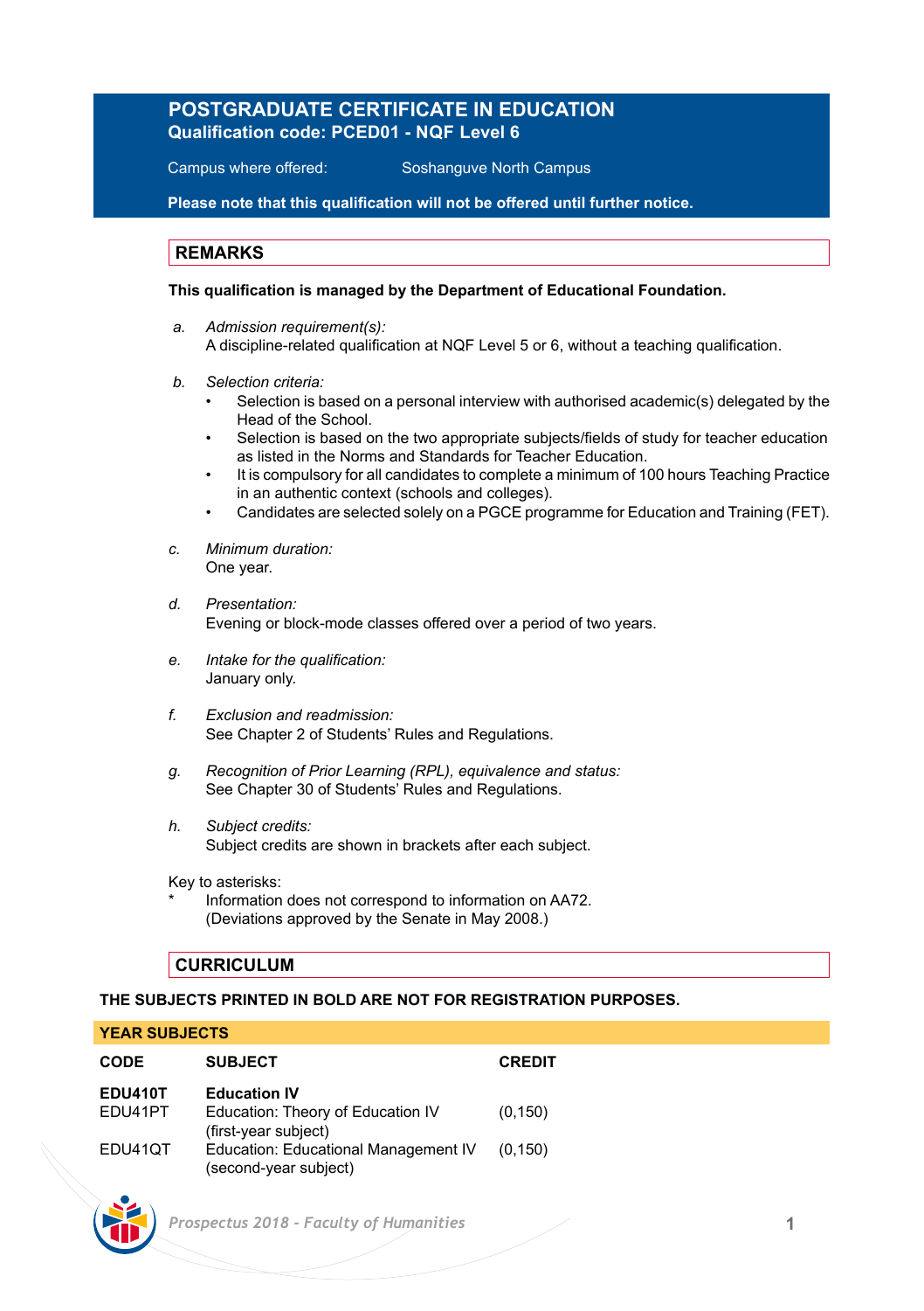# POSTGRADUATE CERTIFICATE IN EDUCATION

**Qualification code: PCED01 - NQF Level 6**

Campus where offered: Soshanguve North Campus

**Please note that this qualification will not be offered until further notice.**

## REMARKS

**This qualification is managed by the Department of Educational Foundation.**

a. *Admission requirement(s):*
A discipline-related qualification at NQF Level 5 or 6, without a teaching qualification.

b. *Selection criteria:*
- Selection is based on a personal interview with authorised academic(s) delegated by the Head of the School.
- Selection is based on the two appropriate subjects/fields of study for teacher education as listed in the Norms and Standards for Teacher Education.
- It is compulsory for all candidates to complete a minimum of 100 hours Teaching Practice in an authentic context (schools and colleges).
- Candidates are selected solely on a PGCE programme for Education and Training (FET).

c. *Minimum duration:*
One year.

d. *Presentation:*
Evening or block-mode classes offered over a period of two years.

e. *Intake for the qualification:*
January only.

f. *Exclusion and readmission:*
See Chapter 2 of Students' Rules and Regulations.

g. *Recognition of Prior Learning (RPL), equivalence and status:*
See Chapter 30 of Students' Rules and Regulations.

h. *Subject credits:*
Subject credits are shown in brackets after each subject.

Key to asterisks:
* Information does not correspond to information on AA72. (Deviations approved by the Senate in May 2008.)

## CURRICULUM

**THE SUBJECTS PRINTED IN BOLD ARE NOT FOR REGISTRATION PURPOSES.**

### YEAR SUBJECTS

| CODE | SUBJECT | CREDIT |
|---|---|---|
| **EDU410T** | **Education IV** | |
| EDU41PT | Education: Theory of Education IV (first-year subject) | (0,150) |
| EDU41QT | Education: Educational Management IV (second-year subject) | (0,150) |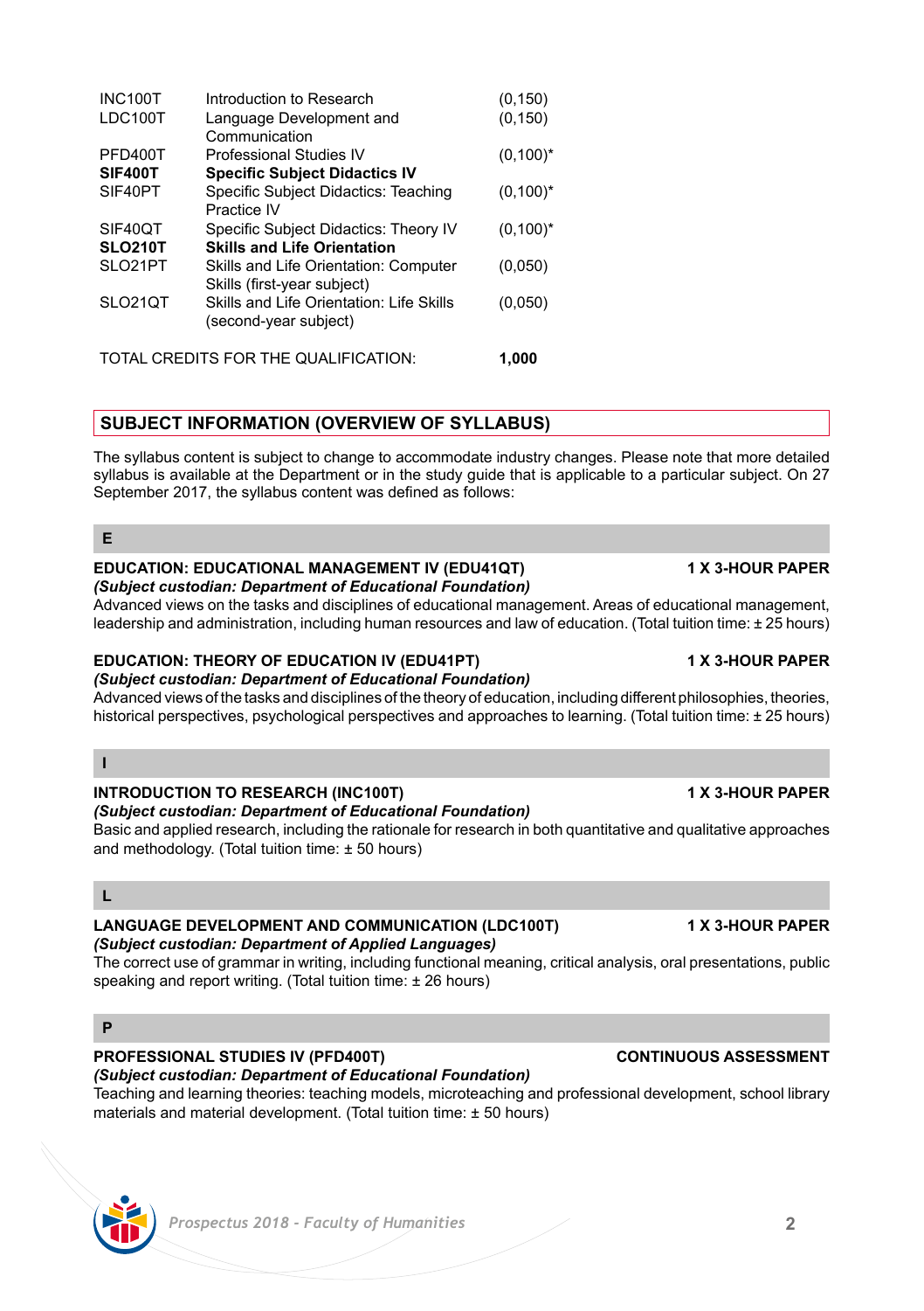| | | |
|---|---|---|
| INC100T | Introduction to Research | (0,150) |
| LDC100T | Language Development and Communication | (0,150) |
| PFD400T | Professional Studies IV | (0,100)* |
| **SIF400T** | **Specific Subject Didactics IV** | |
| SIF40PT | Specific Subject Didactics: Teaching Practice IV | (0,100)* |
| SIF40QT | Specific Subject Didactics: Theory IV | (0,100)* |
| **SLO210T** | **Skills and Life Orientation** | |
| SLO21PT | Skills and Life Orientation: Computer Skills (first-year subject) | (0,050) |
| SLO21QT | Skills and Life Orientation: Life Skills (second-year subject) | (0,050) |

TOTAL CREDITS FOR THE QUALIFICATION: **1,000**

## SUBJECT INFORMATION (OVERVIEW OF SYLLABUS)

The syllabus content is subject to change to accommodate industry changes. Please note that more detailed syllabus is available at the Department or in the study guide that is applicable to a particular subject. On 27 September 2017, the syllabus content was defined as follows:

### E

**EDUCATION: EDUCATIONAL MANAGEMENT IV (EDU41QT)** — **1 X 3-HOUR PAPER**
***(Subject custodian: Department of Educational Foundation)***
Advanced views on the tasks and disciplines of educational management. Areas of educational management, leadership and administration, including human resources and law of education. (Total tuition time: ± 25 hours)

**EDUCATION: THEORY OF EDUCATION IV (EDU41PT)** — **1 X 3-HOUR PAPER**
***(Subject custodian: Department of Educational Foundation)***
Advanced views of the tasks and disciplines of the theory of education, including different philosophies, theories, historical perspectives, psychological perspectives and approaches to learning. (Total tuition time: ± 25 hours)

### I

**INTRODUCTION TO RESEARCH (INC100T)** — **1 X 3-HOUR PAPER**
***(Subject custodian: Department of Educational Foundation)***
Basic and applied research, including the rationale for research in both quantitative and qualitative approaches and methodology. (Total tuition time: ± 50 hours)

### L

**LANGUAGE DEVELOPMENT AND COMMUNICATION (LDC100T)** — **1 X 3-HOUR PAPER**
***(Subject custodian: Department of Applied Languages)***
The correct use of grammar in writing, including functional meaning, critical analysis, oral presentations, public speaking and report writing. (Total tuition time: ± 26 hours)

### P

**PROFESSIONAL STUDIES IV (PFD400T)** — **CONTINUOUS ASSESSMENT**
***(Subject custodian: Department of Educational Foundation)***
Teaching and learning theories: teaching models, microteaching and professional development, school library materials and material development. (Total tuition time: ± 50 hours)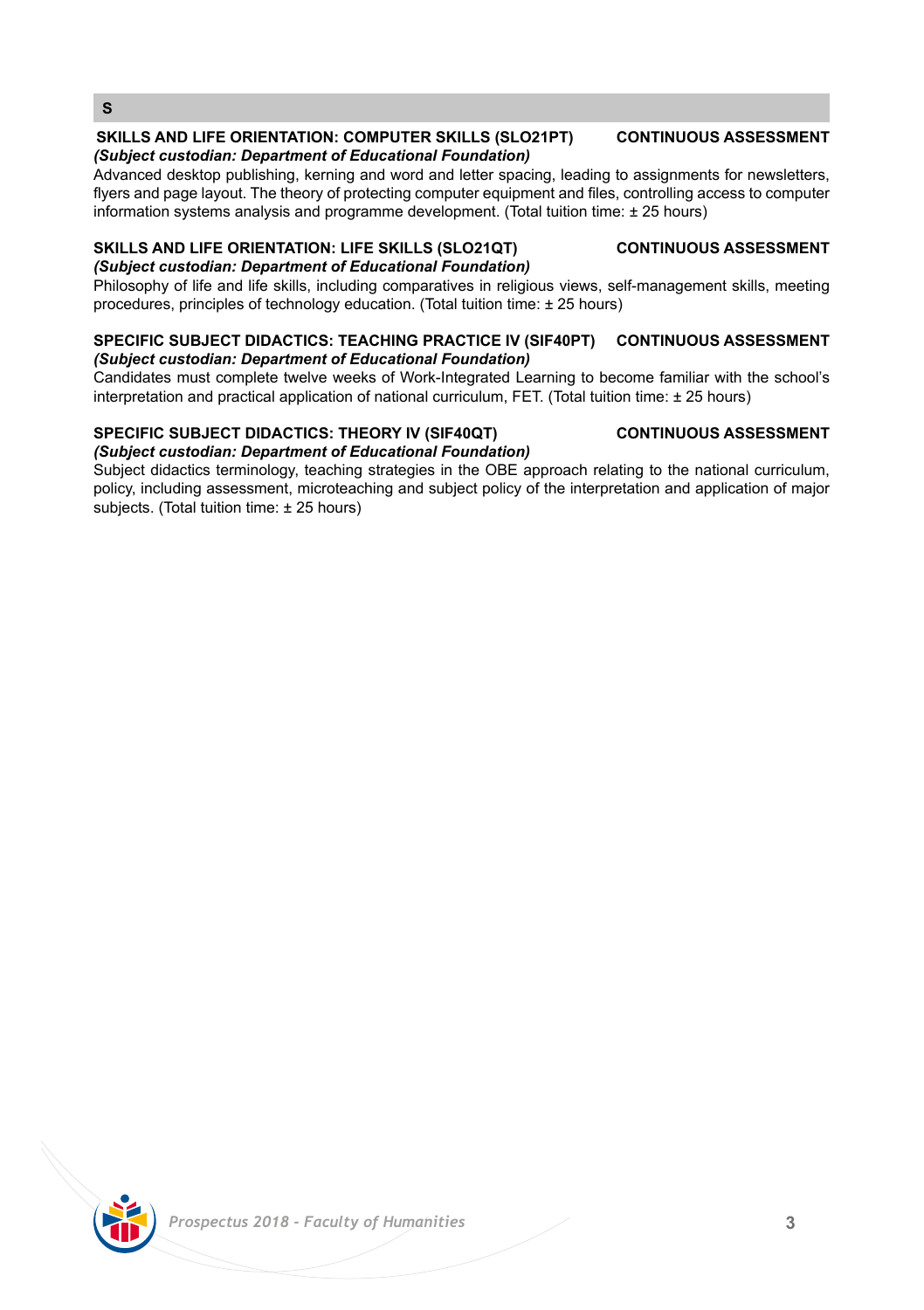## S

**SKILLS AND LIFE ORIENTATION: COMPUTER SKILLS (SLO21PT)** **CONTINUOUS ASSESSMENT**
***(Subject custodian: Department of Educational Foundation)***
Advanced desktop publishing, kerning and word and letter spacing, leading to assignments for newsletters, flyers and page layout. The theory of protecting computer equipment and files, controlling access to computer information systems analysis and programme development. (Total tuition time: ± 25 hours)

**SKILLS AND LIFE ORIENTATION: LIFE SKILLS (SLO21QT)** **CONTINUOUS ASSESSMENT**
***(Subject custodian: Department of Educational Foundation)***
Philosophy of life and life skills, including comparatives in religious views, self-management skills, meeting procedures, principles of technology education. (Total tuition time: ± 25 hours)

**SPECIFIC SUBJECT DIDACTICS: TEACHING PRACTICE IV (SIF40PT)** **CONTINUOUS ASSESSMENT**
***(Subject custodian: Department of Educational Foundation)***
Candidates must complete twelve weeks of Work-Integrated Learning to become familiar with the school's interpretation and practical application of national curriculum, FET. (Total tuition time: ± 25 hours)

**SPECIFIC SUBJECT DIDACTICS: THEORY IV (SIF40QT)** **CONTINUOUS ASSESSMENT**
***(Subject custodian: Department of Educational Foundation)***
Subject didactics terminology, teaching strategies in the OBE approach relating to the national curriculum, policy, including assessment, microteaching and subject policy of the interpretation and application of major subjects. (Total tuition time: ± 25 hours)